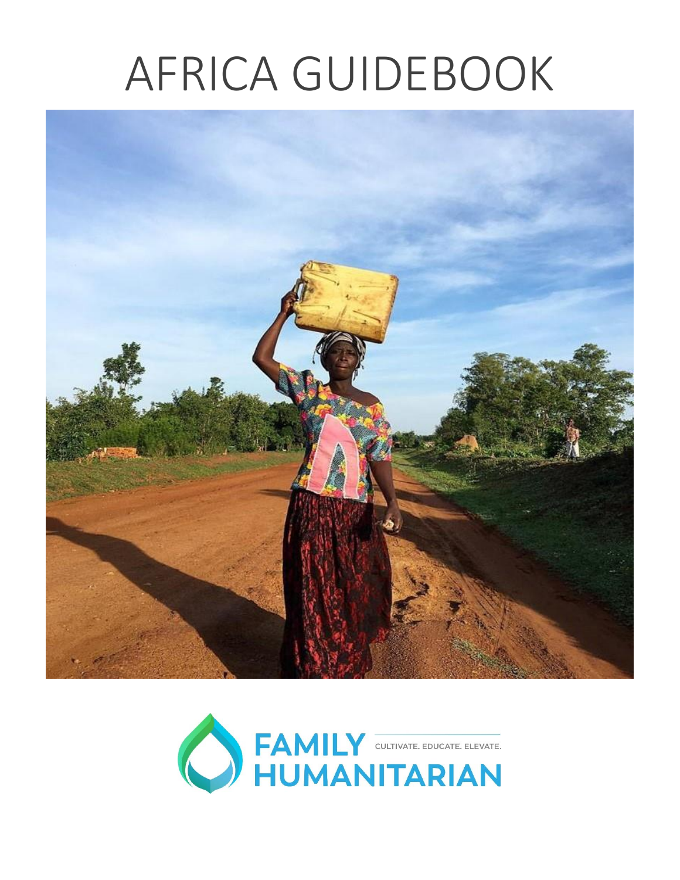# AFRICA GUIDEBOOK

FAMILY HUMANITARIAN

CULTIVATE. EDUCATE. ELEVATE.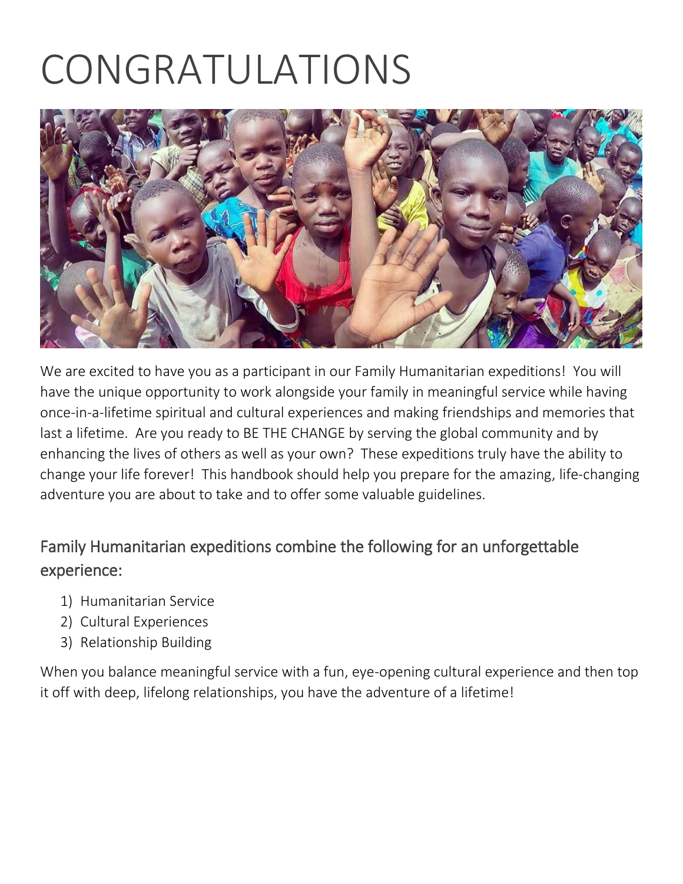# CONGRATULATIONS

We are excited to have you as a participant in our Family Humanitarian expeditions! You will have the unique opportunity to work alongside your family in meaningful service while having once-in-a-lifetime spiritual and cultural experiences and making friendships and memories that last a lifetime. Are you ready to BE THE CHANGE by serving the global community and by enhancing the lives of others as well as your own? These expeditions truly have the ability to change your life forever! This handbook should help you prepare for the amazing, life-changing adventure you are about to take and to offer some valuable guidelines.

## Family Humanitarian expeditions combine the following for an unforgettable experience:

1) Humanitarian Service
2) Cultural Experiences
3) Relationship Building

When you balance meaningful service with a fun, eye-opening cultural experience and then top it off with deep, lifelong relationships, you have the adventure of a lifetime!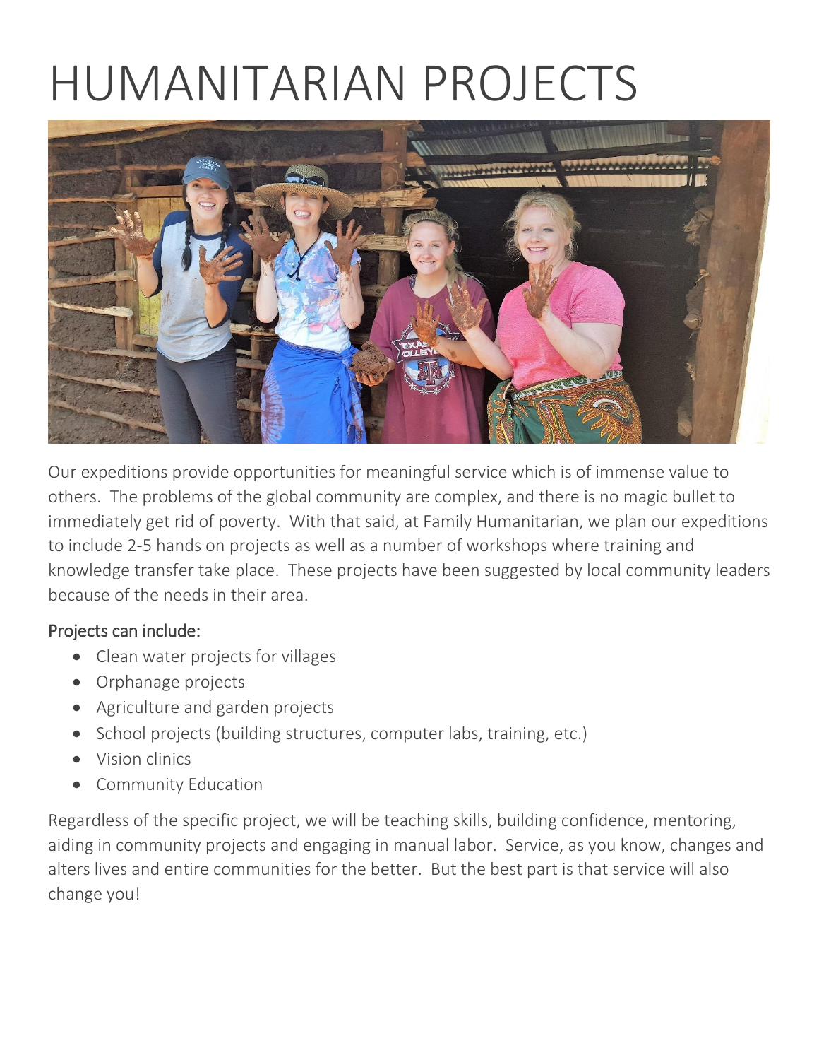# HUMANITARIAN PROJECTS

Our expeditions provide opportunities for meaningful service which is of immense value to others. The problems of the global community are complex, and there is no magic bullet to immediately get rid of poverty. With that said, at Family Humanitarian, we plan our expeditions to include 2-5 hands on projects as well as a number of workshops where training and knowledge transfer take place. These projects have been suggested by local community leaders because of the needs in their area.

## Projects can include:

- Clean water projects for villages
- Orphanage projects
- Agriculture and garden projects
- School projects (building structures, computer labs, training, etc.)
- Vision clinics
- Community Education

Regardless of the specific project, we will be teaching skills, building confidence, mentoring, aiding in community projects and engaging in manual labor. Service, as you know, changes and alters lives and entire communities for the better. But the best part is that service will also change you!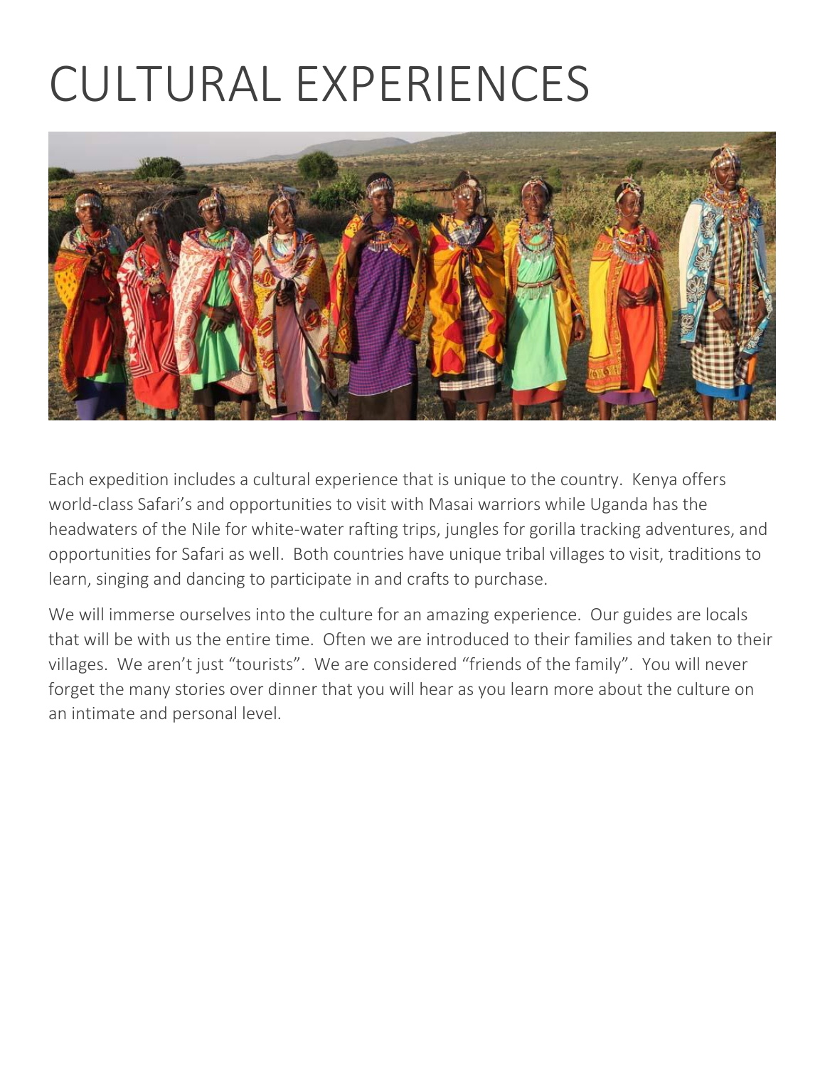# CULTURAL EXPERIENCES

Each expedition includes a cultural experience that is unique to the country. Kenya offers world-class Safari's and opportunities to visit with Masai warriors while Uganda has the headwaters of the Nile for white-water rafting trips, jungles for gorilla tracking adventures, and opportunities for Safari as well. Both countries have unique tribal villages to visit, traditions to learn, singing and dancing to participate in and crafts to purchase.

We will immerse ourselves into the culture for an amazing experience. Our guides are locals that will be with us the entire time. Often we are introduced to their families and taken to their villages. We aren't just "tourists". We are considered "friends of the family". You will never forget the many stories over dinner that you will hear as you learn more about the culture on an intimate and personal level.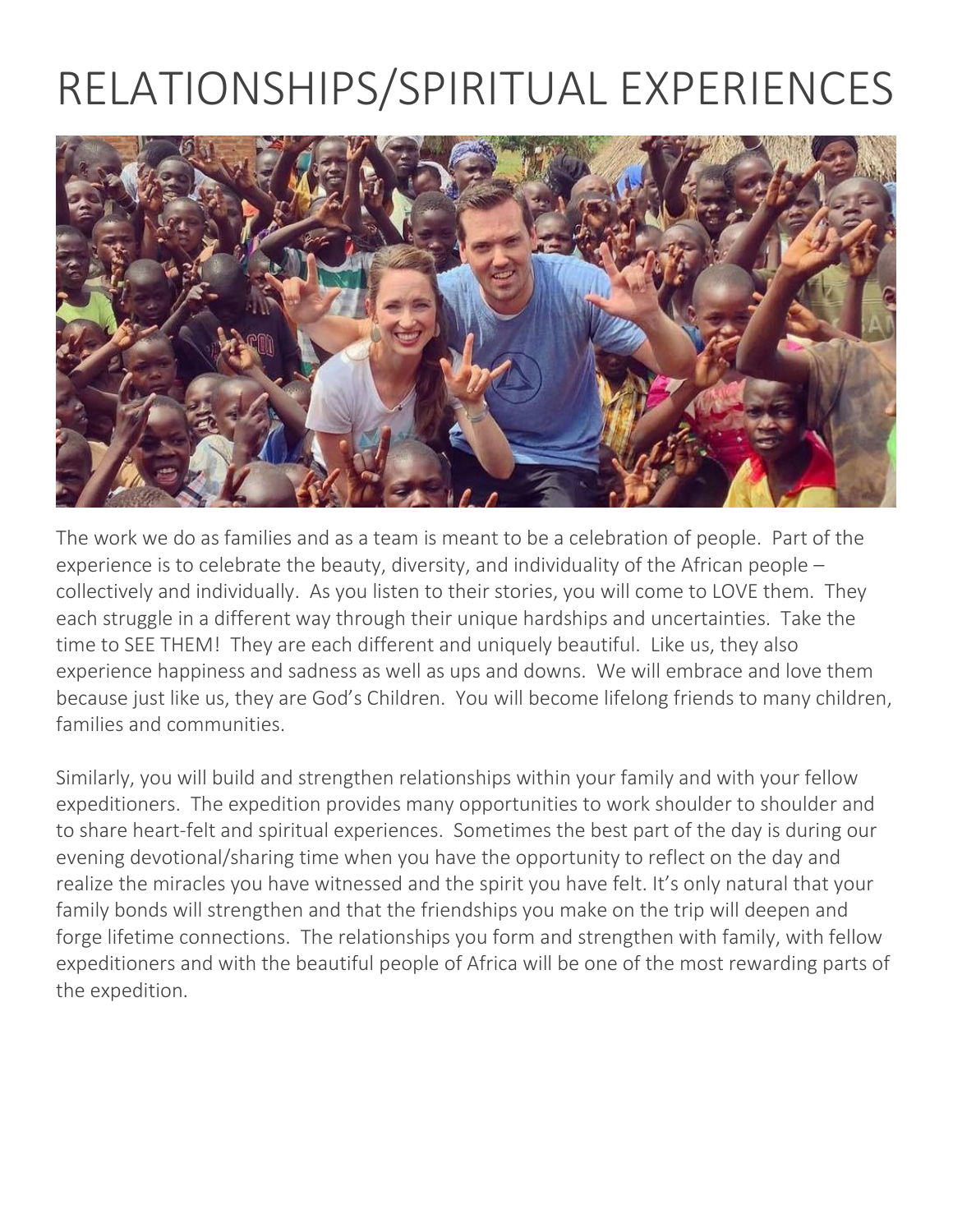# RELATIONSHIPS/SPIRITUAL EXPERIENCES

The work we do as families and as a team is meant to be a celebration of people. Part of the experience is to celebrate the beauty, diversity, and individuality of the African people – collectively and individually. As you listen to their stories, you will come to LOVE them. They each struggle in a different way through their unique hardships and uncertainties. Take the time to SEE THEM! They are each different and uniquely beautiful. Like us, they also experience happiness and sadness as well as ups and downs. We will embrace and love them because just like us, they are God's Children. You will become lifelong friends to many children, families and communities.

Similarly, you will build and strengthen relationships within your family and with your fellow expeditioners. The expedition provides many opportunities to work shoulder to shoulder and to share heart-felt and spiritual experiences. Sometimes the best part of the day is during our evening devotional/sharing time when you have the opportunity to reflect on the day and realize the miracles you have witnessed and the spirit you have felt. It's only natural that your family bonds will strengthen and that the friendships you make on the trip will deepen and forge lifetime connections. The relationships you form and strengthen with family, with fellow expeditioners and with the beautiful people of Africa will be one of the most rewarding parts of the expedition.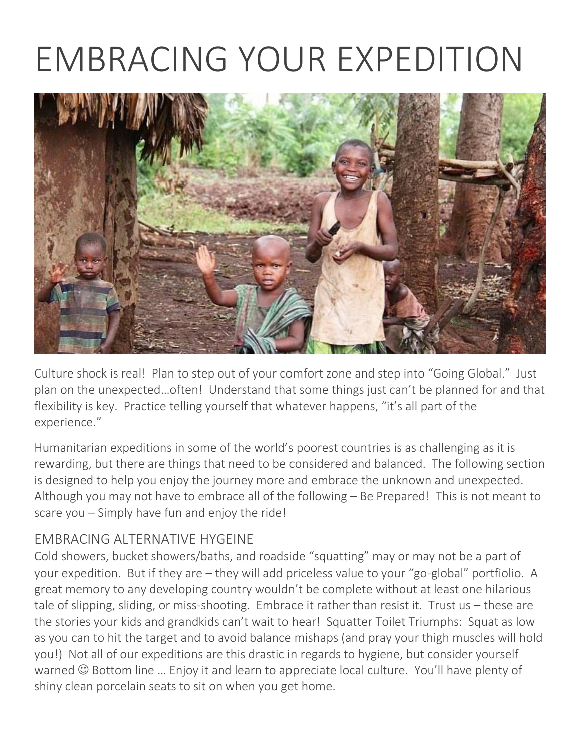# EMBRACING YOUR EXPEDITION

Culture shock is real! Plan to step out of your comfort zone and step into "Going Global." Just plan on the unexpected…often! Understand that some things just can't be planned for and that flexibility is key. Practice telling yourself that whatever happens, "it's all part of the experience."

Humanitarian expeditions in some of the world's poorest countries is as challenging as it is rewarding, but there are things that need to be considered and balanced. The following section is designed to help you enjoy the journey more and embrace the unknown and unexpected. Although you may not have to embrace all of the following – Be Prepared! This is not meant to scare you – Simply have fun and enjoy the ride!

## EMBRACING ALTERNATIVE HYGEINE

Cold showers, bucket showers/baths, and roadside "squatting" may or may not be a part of your expedition. But if they are – they will add priceless value to your "go-global" portfiolio. A great memory to any developing country wouldn't be complete without at least one hilarious tale of slipping, sliding, or miss-shooting. Embrace it rather than resist it. Trust us – these are the stories your kids and grandkids can't wait to hear! Squatter Toilet Triumphs: Squat as low as you can to hit the target and to avoid balance mishaps (and pray your thigh muscles will hold you!) Not all of our expeditions are this drastic in regards to hygiene, but consider yourself warned ☺ Bottom line … Enjoy it and learn to appreciate local culture. You'll have plenty of shiny clean porcelain seats to sit on when you get home.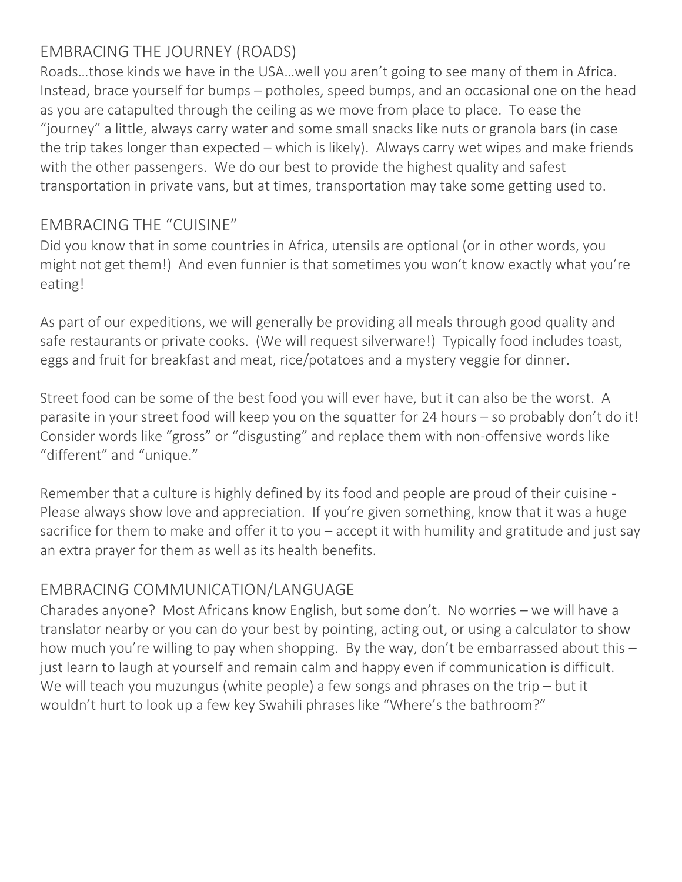## EMBRACING THE JOURNEY (ROADS)

Roads…those kinds we have in the USA…well you aren't going to see many of them in Africa. Instead, brace yourself for bumps – potholes, speed bumps, and an occasional one on the head as you are catapulted through the ceiling as we move from place to place. To ease the "journey" a little, always carry water and some small snacks like nuts or granola bars (in case the trip takes longer than expected – which is likely). Always carry wet wipes and make friends with the other passengers. We do our best to provide the highest quality and safest transportation in private vans, but at times, transportation may take some getting used to.

## EMBRACING THE "CUISINE"

Did you know that in some countries in Africa, utensils are optional (or in other words, you might not get them!) And even funnier is that sometimes you won't know exactly what you're eating!

As part of our expeditions, we will generally be providing all meals through good quality and safe restaurants or private cooks. (We will request silverware!) Typically food includes toast, eggs and fruit for breakfast and meat, rice/potatoes and a mystery veggie for dinner.

Street food can be some of the best food you will ever have, but it can also be the worst. A parasite in your street food will keep you on the squatter for 24 hours – so probably don't do it! Consider words like "gross" or "disgusting" and replace them with non-offensive words like "different" and "unique."

Remember that a culture is highly defined by its food and people are proud of their cuisine - Please always show love and appreciation. If you're given something, know that it was a huge sacrifice for them to make and offer it to you – accept it with humility and gratitude and just say an extra prayer for them as well as its health benefits.

## EMBRACING COMMUNICATION/LANGUAGE

Charades anyone? Most Africans know English, but some don't. No worries – we will have a translator nearby or you can do your best by pointing, acting out, or using a calculator to show how much you're willing to pay when shopping. By the way, don't be embarrassed about this – just learn to laugh at yourself and remain calm and happy even if communication is difficult. We will teach you muzungus (white people) a few songs and phrases on the trip – but it wouldn't hurt to look up a few key Swahili phrases like "Where's the bathroom?"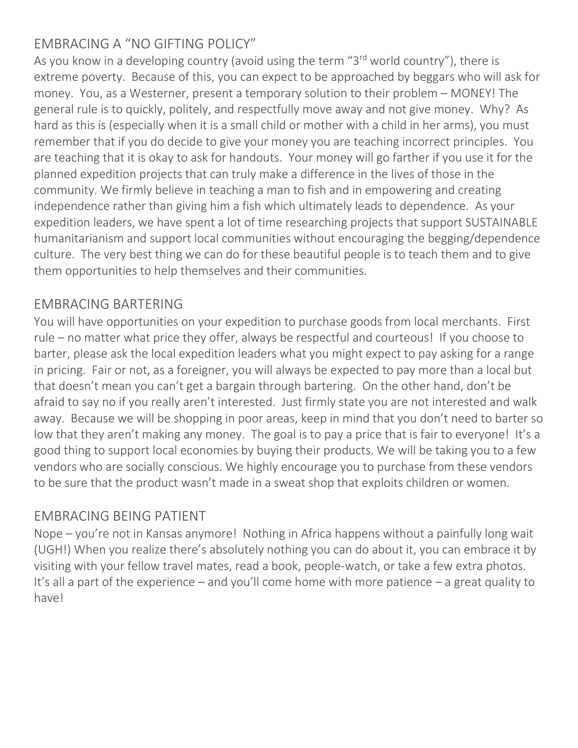## EMBRACING A "NO GIFTING POLICY"

As you know in a developing country (avoid using the term "3rd world country"), there is extreme poverty. Because of this, you can expect to be approached by beggars who will ask for money. You, as a Westerner, present a temporary solution to their problem – MONEY! The general rule is to quickly, politely, and respectfully move away and not give money. Why? As hard as this is (especially when it is a small child or mother with a child in her arms), you must remember that if you do decide to give your money you are teaching incorrect principles. You are teaching that it is okay to ask for handouts. Your money will go farther if you use it for the planned expedition projects that can truly make a difference in the lives of those in the community. We firmly believe in teaching a man to fish and in empowering and creating independence rather than giving him a fish which ultimately leads to dependence. As your expedition leaders, we have spent a lot of time researching projects that support SUSTAINABLE humanitarianism and support local communities without encouraging the begging/dependence culture. The very best thing we can do for these beautiful people is to teach them and to give them opportunities to help themselves and their communities.

## EMBRACING BARTERING

You will have opportunities on your expedition to purchase goods from local merchants. First rule – no matter what price they offer, always be respectful and courteous! If you choose to barter, please ask the local expedition leaders what you might expect to pay asking for a range in pricing. Fair or not, as a foreigner, you will always be expected to pay more than a local but that doesn't mean you can't get a bargain through bartering. On the other hand, don't be afraid to say no if you really aren't interested. Just firmly state you are not interested and walk away. Because we will be shopping in poor areas, keep in mind that you don't need to barter so low that they aren't making any money. The goal is to pay a price that is fair to everyone! It's a good thing to support local economies by buying their products. We will be taking you to a few vendors who are socially conscious. We highly encourage you to purchase from these vendors to be sure that the product wasn't made in a sweat shop that exploits children or women.

## EMBRACING BEING PATIENT

Nope – you're not in Kansas anymore! Nothing in Africa happens without a painfully long wait (UGH!) When you realize there's absolutely nothing you can do about it, you can embrace it by visiting with your fellow travel mates, read a book, people-watch, or take a few extra photos. It's all a part of the experience – and you'll come home with more patience – a great quality to have!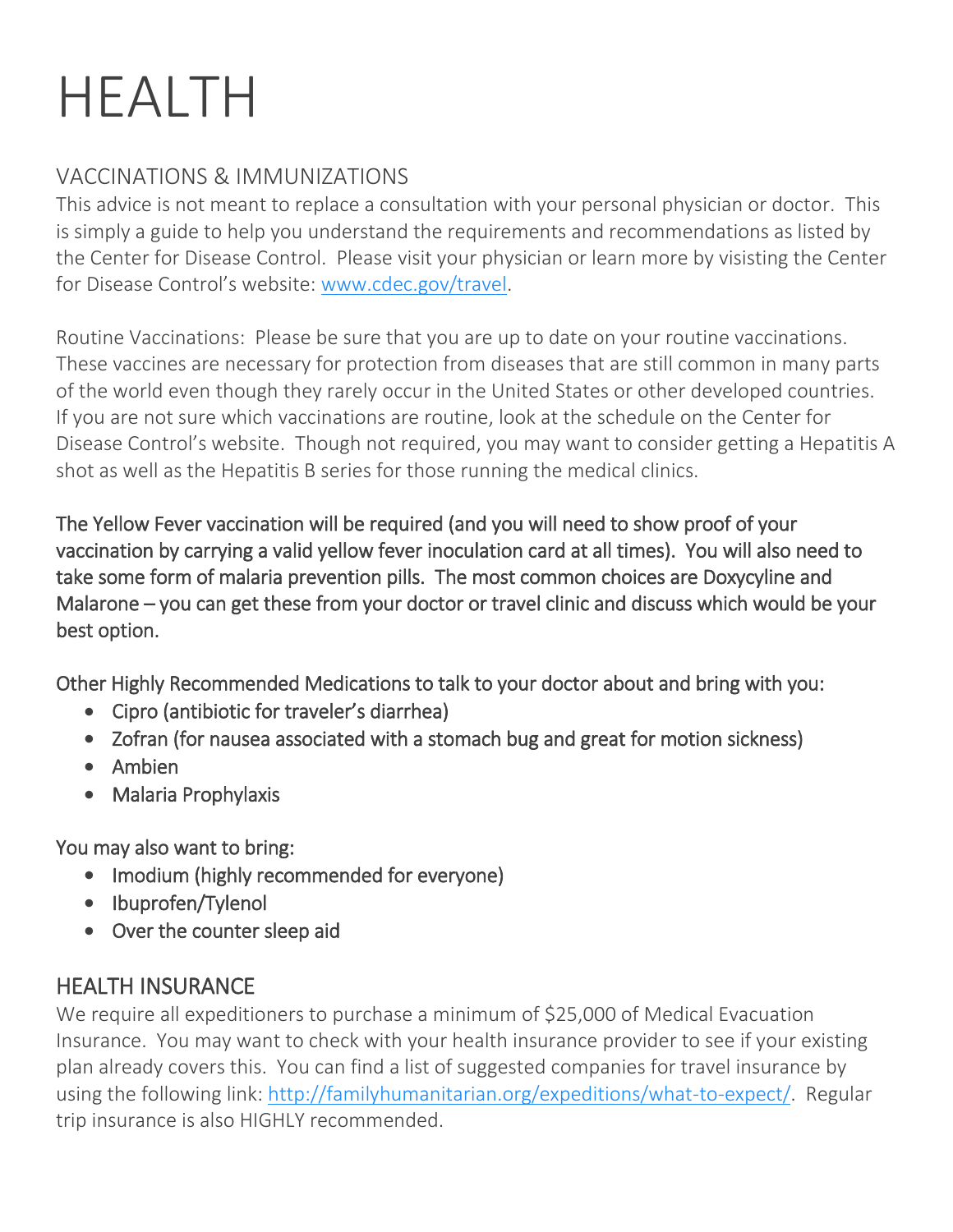# HEALTH

## VACCINATIONS & IMMUNIZATIONS

This advice is not meant to replace a consultation with your personal physician or doctor. This is simply a guide to help you understand the requirements and recommendations as listed by the Center for Disease Control. Please visit your physician or learn more by visisting the Center for Disease Control's website: [www.cdec.gov/travel](www.cdec.gov/travel).

Routine Vaccinations: Please be sure that you are up to date on your routine vaccinations. These vaccines are necessary for protection from diseases that are still common in many parts of the world even though they rarely occur in the United States or other developed countries. If you are not sure which vaccinations are routine, look at the schedule on the Center for Disease Control's website. Though not required, you may want to consider getting a Hepatitis A shot as well as the Hepatitis B series for those running the medical clinics.

The Yellow Fever vaccination will be required (and you will need to show proof of your vaccination by carrying a valid yellow fever inoculation card at all times). You will also need to take some form of malaria prevention pills. The most common choices are Doxycyline and Malarone – you can get these from your doctor or travel clinic and discuss which would be your best option.

Other Highly Recommended Medications to talk to your doctor about and bring with you:

- Cipro (antibiotic for traveler's diarrhea)
- Zofran (for nausea associated with a stomach bug and great for motion sickness)
- Ambien
- Malaria Prophylaxis

You may also want to bring:

- Imodium (highly recommended for everyone)
- Ibuprofen/Tylenol
- Over the counter sleep aid

## HEALTH INSURANCE

We require all expeditioners to purchase a minimum of $25,000 of Medical Evacuation Insurance. You may want to check with your health insurance provider to see if your existing plan already covers this. You can find a list of suggested companies for travel insurance by using the following link: [http://familyhumanitarian.org/expeditions/what-to-expect/](http://familyhumanitarian.org/expeditions/what-to-expect/). Regular trip insurance is also HIGHLY recommended.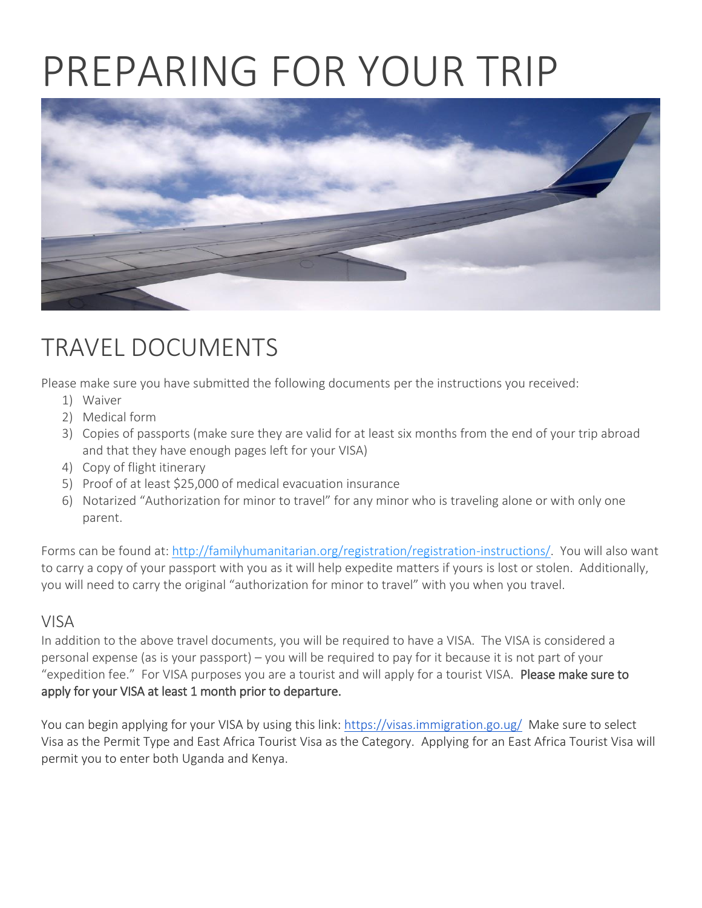# PREPARING FOR YOUR TRIP

## TRAVEL DOCUMENTS

Please make sure you have submitted the following documents per the instructions you received:

1) Waiver
2) Medical form
3) Copies of passports (make sure they are valid for at least six months from the end of your trip abroad and that they have enough pages left for your VISA)
4) Copy of flight itinerary
5) Proof of at least $25,000 of medical evacuation insurance
6) Notarized "Authorization for minor to travel" for any minor who is traveling alone or with only one parent.

Forms can be found at: http://familyhumanitarian.org/registration/registration-instructions/. You will also want to carry a copy of your passport with you as it will help expedite matters if yours is lost or stolen. Additionally, you will need to carry the original "authorization for minor to travel" with you when you travel.

### VISA

In addition to the above travel documents, you will be required to have a VISA. The VISA is considered a personal expense (as is your passport) – you will be required to pay for it because it is not part of your "expedition fee." For VISA purposes you are a tourist and will apply for a tourist VISA. **Please make sure to apply for your VISA at least 1 month prior to departure.**

You can begin applying for your VISA by using this link: https://visas.immigration.go.ug/ Make sure to select Visa as the Permit Type and East Africa Tourist Visa as the Category. Applying for an East Africa Tourist Visa will permit you to enter both Uganda and Kenya.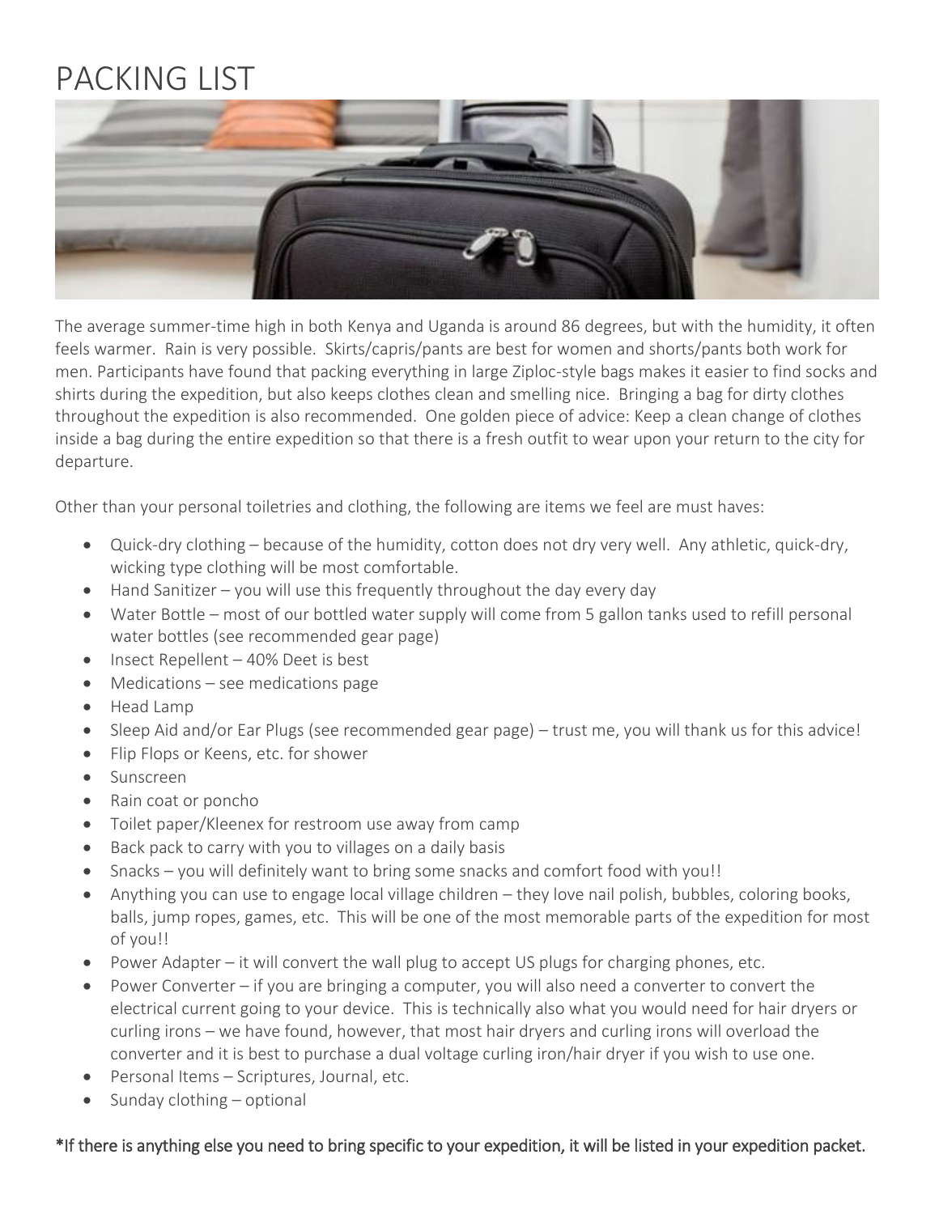# PACKING LIST

The average summer-time high in both Kenya and Uganda is around 86 degrees, but with the humidity, it often feels warmer. Rain is very possible. Skirts/capris/pants are best for women and shorts/pants both work for men. Participants have found that packing everything in large Ziploc-style bags makes it easier to find socks and shirts during the expedition, but also keeps clothes clean and smelling nice. Bringing a bag for dirty clothes throughout the expedition is also recommended. One golden piece of advice: Keep a clean change of clothes inside a bag during the entire expedition so that there is a fresh outfit to wear upon your return to the city for departure.

Other than your personal toiletries and clothing, the following are items we feel are must haves:

- Quick-dry clothing – because of the humidity, cotton does not dry very well. Any athletic, quick-dry, wicking type clothing will be most comfortable.
- Hand Sanitizer – you will use this frequently throughout the day every day
- Water Bottle – most of our bottled water supply will come from 5 gallon tanks used to refill personal water bottles (see recommended gear page)
- Insect Repellent – 40% Deet is best
- Medications – see medications page
- Head Lamp
- Sleep Aid and/or Ear Plugs (see recommended gear page) – trust me, you will thank us for this advice!
- Flip Flops or Keens, etc. for shower
- Sunscreen
- Rain coat or poncho
- Toilet paper/Kleenex for restroom use away from camp
- Back pack to carry with you to villages on a daily basis
- Snacks – you will definitely want to bring some snacks and comfort food with you!!
- Anything you can use to engage local village children – they love nail polish, bubbles, coloring books, balls, jump ropes, games, etc. This will be one of the most memorable parts of the expedition for most of you!!
- Power Adapter – it will convert the wall plug to accept US plugs for charging phones, etc.
- Power Converter – if you are bringing a computer, you will also need a converter to convert the electrical current going to your device. This is technically also what you would need for hair dryers or curling irons – we have found, however, that most hair dryers and curling irons will overload the converter and it is best to purchase a dual voltage curling iron/hair dryer if you wish to use one.
- Personal Items – Scriptures, Journal, etc.
- Sunday clothing – optional

*If there is anything else you need to bring specific to your expedition, it will be listed in your expedition packet.